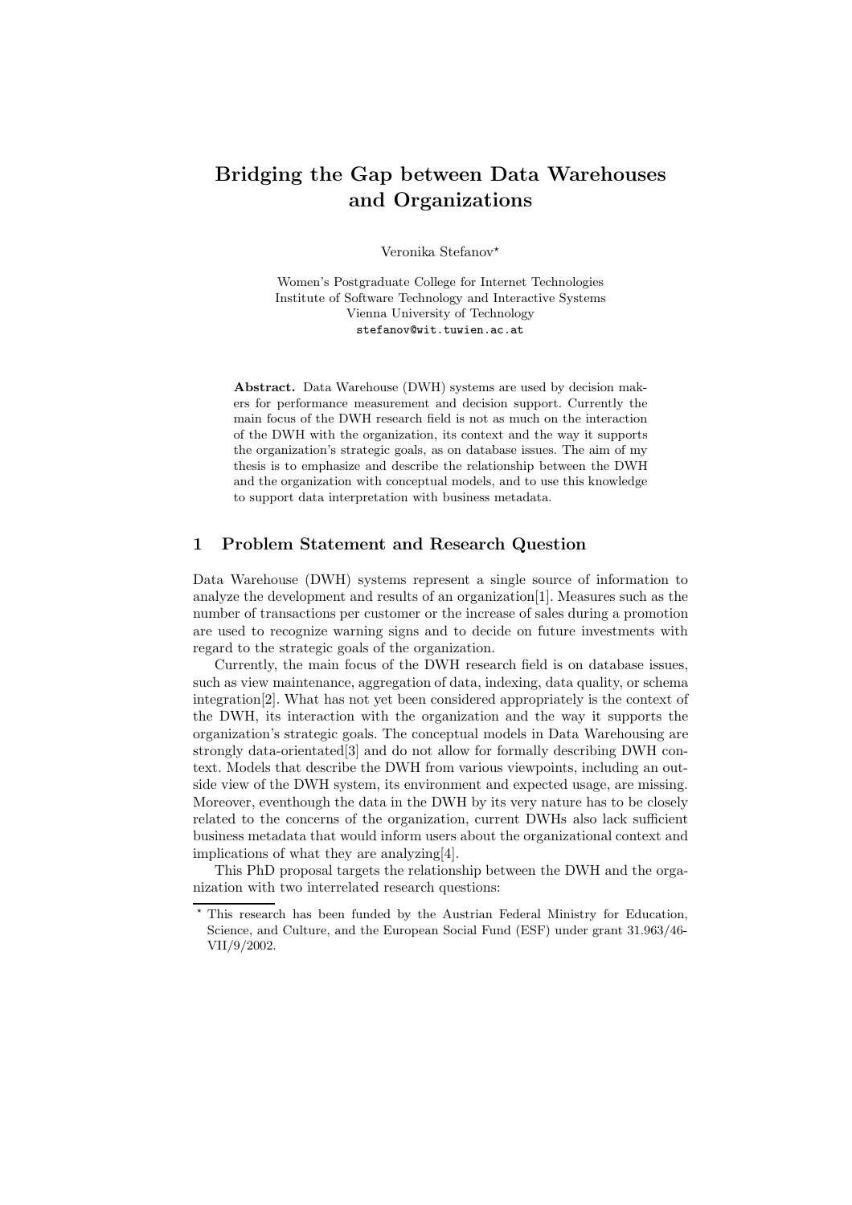# Bridging the Gap between Data Warehouses and Organizations

Veronika Stefanov*

Women's Postgraduate College for Internet Technologies
Institute of Software Technology and Interactive Systems
Vienna University of Technology
stefanov@wit.tuwien.ac.at

**Abstract.** Data Warehouse (DWH) systems are used by decision makers for performance measurement and decision support. Currently the main focus of the DWH research field is not as much on the interaction of the DWH with the organization, its context and the way it supports the organization's strategic goals, as on database issues. The aim of my thesis is to emphasize and describe the relationship between the DWH and the organization with conceptual models, and to use this knowledge to support data interpretation with business metadata.

## 1 Problem Statement and Research Question

Data Warehouse (DWH) systems represent a single source of information to analyze the development and results of an organization[1]. Measures such as the number of transactions per customer or the increase of sales during a promotion are used to recognize warning signs and to decide on future investments with regard to the strategic goals of the organization.

Currently, the main focus of the DWH research field is on database issues, such as view maintenance, aggregation of data, indexing, data quality, or schema integration[2]. What has not yet been considered appropriately is the context of the DWH, its interaction with the organization and the way it supports the organization's strategic goals. The conceptual models in Data Warehousing are strongly data-orientated[3] and do not allow for formally describing DWH context. Models that describe the DWH from various viewpoints, including an outside view of the DWH system, its environment and expected usage, are missing. Moreover, eventhough the data in the DWH by its very nature has to be closely related to the concerns of the organization, current DWHs also lack sufficient business metadata that would inform users about the organizational context and implications of what they are analyzing[4].

This PhD proposal targets the relationship between the DWH and the organization with two interrelated research questions:

* This research has been funded by the Austrian Federal Ministry for Education, Science, and Culture, and the European Social Fund (ESF) under grant 31.963/46-VII/9/2002.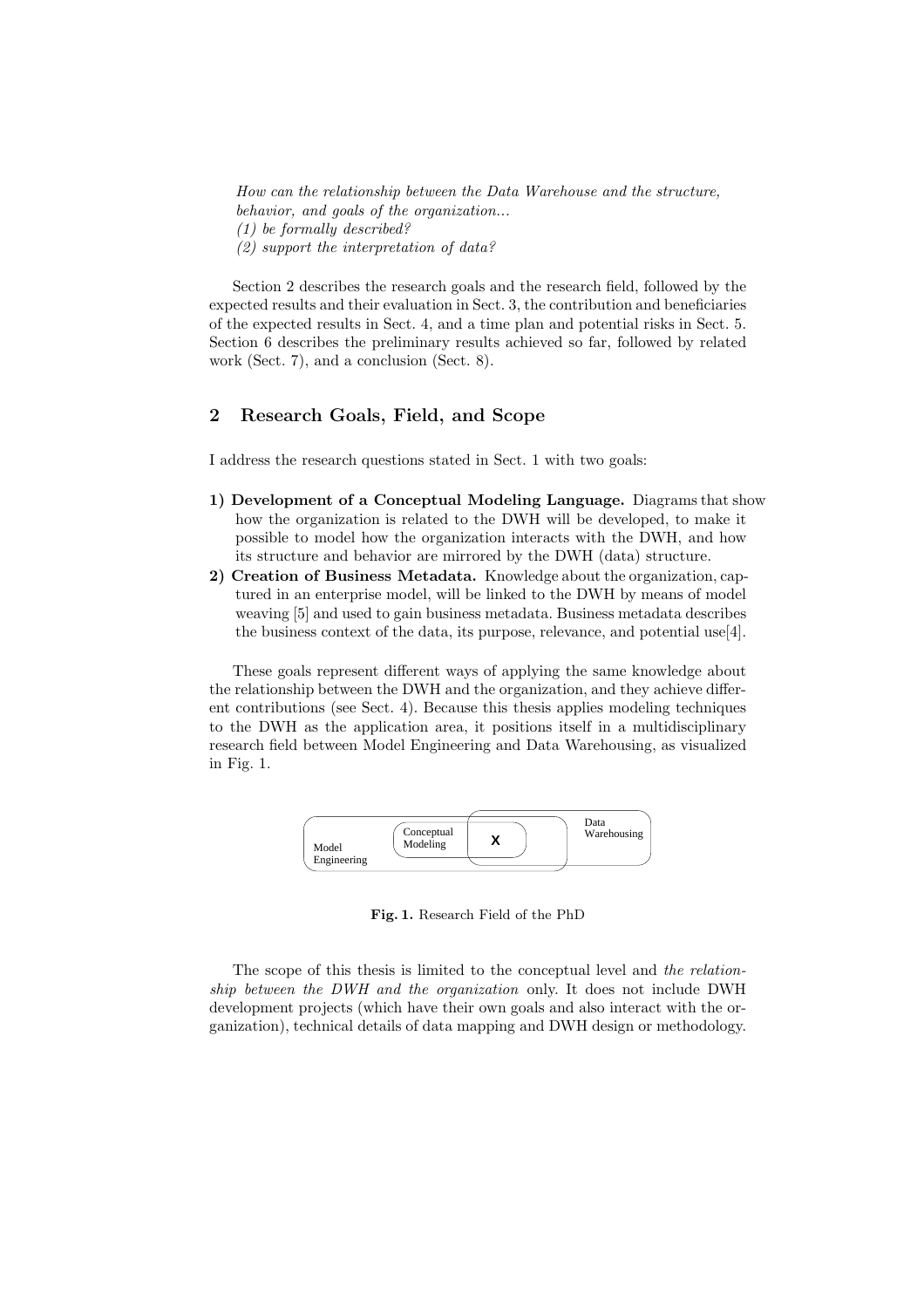*How can the relationship between the Data Warehouse and the structure, behavior, and goals of the organization...*
*(1) be formally described?*
*(2) support the interpretation of data?*

Section 2 describes the research goals and the research field, followed by the expected results and their evaluation in Sect. 3, the contribution and beneficiaries of the expected results in Sect. 4, and a time plan and potential risks in Sect. 5. Section 6 describes the preliminary results achieved so far, followed by related work (Sect. 7), and a conclusion (Sect. 8).

## 2 Research Goals, Field, and Scope

I address the research questions stated in Sect. 1 with two goals:

**1) Development of a Conceptual Modeling Language.** Diagrams that show how the organization is related to the DWH will be developed, to make it possible to model how the organization interacts with the DWH, and how its structure and behavior are mirrored by the DWH (data) structure.

**2) Creation of Business Metadata.** Knowledge about the organization, captured in an enterprise model, will be linked to the DWH by means of model weaving [5] and used to gain business metadata. Business metadata describes the business context of the data, its purpose, relevance, and potential use[4].

These goals represent different ways of applying the same knowledge about the relationship between the DWH and the organization, and they achieve different contributions (see Sect. 4). Because this thesis applies modeling techniques to the DWH as the application area, it positions itself in a multidisciplinary research field between Model Engineering and Data Warehousing, as visualized in Fig. 1.

Model Engineering | Conceptual Modeling | X | Data Warehousing

**Fig. 1.** Research Field of the PhD

The scope of this thesis is limited to the conceptual level and *the relationship between the DWH and the organization* only. It does not include DWH development projects (which have their own goals and also interact with the organization), technical details of data mapping and DWH design or methodology.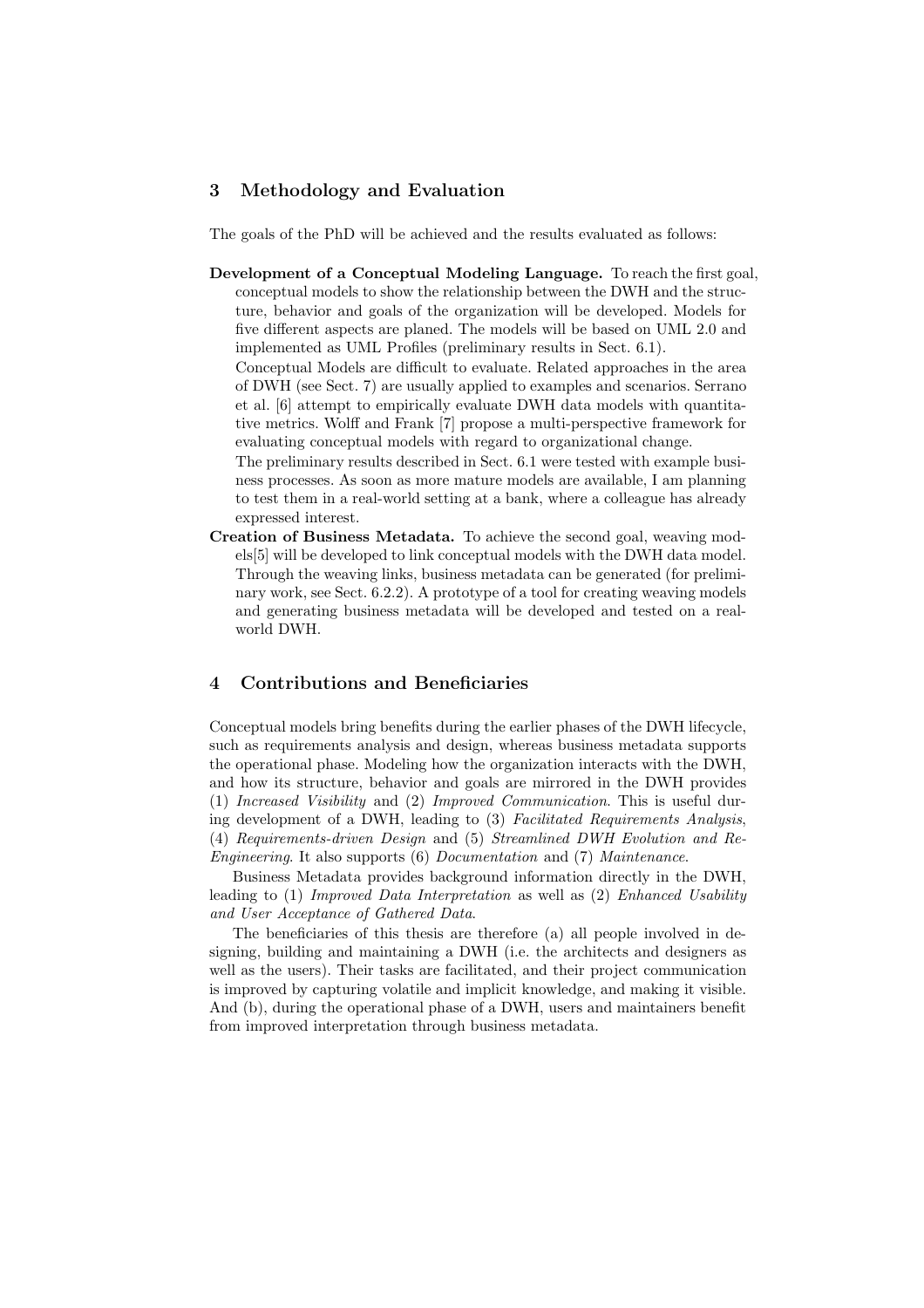## 3 Methodology and Evaluation

The goals of the PhD will be achieved and the results evaluated as follows:

**Development of a Conceptual Modeling Language.** To reach the first goal, conceptual models to show the relationship between the DWH and the structure, behavior and goals of the organization will be developed. Models for five different aspects are planed. The models will be based on UML 2.0 and implemented as UML Profiles (preliminary results in Sect. 6.1).

Conceptual Models are difficult to evaluate. Related approaches in the area of DWH (see Sect. 7) are usually applied to examples and scenarios. Serrano et al. [6] attempt to empirically evaluate DWH data models with quantitative metrics. Wolff and Frank [7] propose a multi-perspective framework for evaluating conceptual models with regard to organizational change.

The preliminary results described in Sect. 6.1 were tested with example business processes. As soon as more mature models are available, I am planning to test them in a real-world setting at a bank, where a colleague has already expressed interest.

**Creation of Business Metadata.** To achieve the second goal, weaving models[5] will be developed to link conceptual models with the DWH data model. Through the weaving links, business metadata can be generated (for preliminary work, see Sect. 6.2.2). A prototype of a tool for creating weaving models and generating business metadata will be developed and tested on a real-world DWH.

## 4 Contributions and Beneficiaries

Conceptual models bring benefits during the earlier phases of the DWH lifecycle, such as requirements analysis and design, whereas business metadata supports the operational phase. Modeling how the organization interacts with the DWH, and how its structure, behavior and goals are mirrored in the DWH provides (1) *Increased Visibility* and (2) *Improved Communication*. This is useful during development of a DWH, leading to (3) *Facilitated Requirements Analysis*, (4) *Requirements-driven Design* and (5) *Streamlined DWH Evolution and Re-Engineering*. It also supports (6) *Documentation* and (7) *Maintenance*.

Business Metadata provides background information directly in the DWH, leading to (1) *Improved Data Interpretation* as well as (2) *Enhanced Usability and User Acceptance of Gathered Data*.

The beneficiaries of this thesis are therefore (a) all people involved in designing, building and maintaining a DWH (i.e. the architects and designers as well as the users). Their tasks are facilitated, and their project communication is improved by capturing volatile and implicit knowledge, and making it visible. And (b), during the operational phase of a DWH, users and maintainers benefit from improved interpretation through business metadata.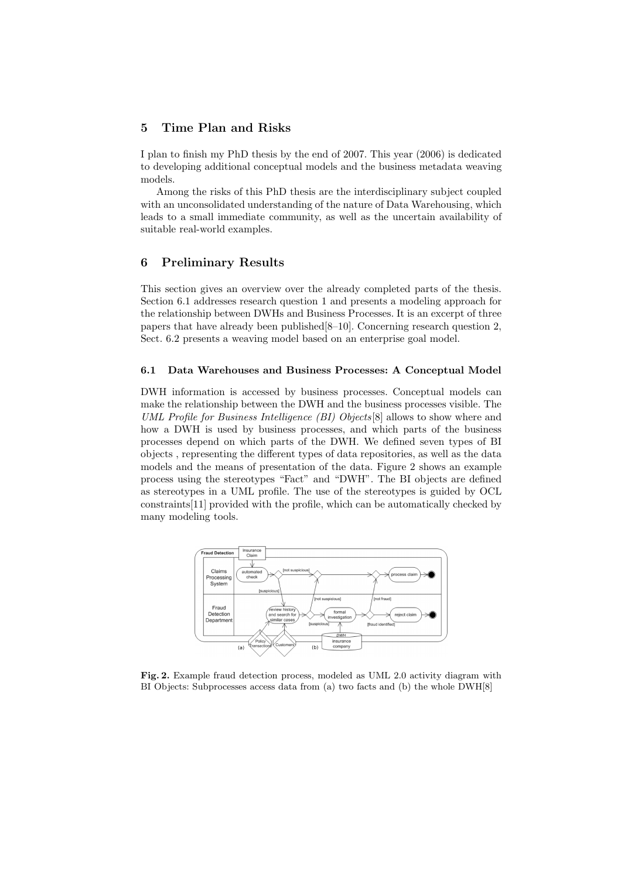## 5 Time Plan and Risks

I plan to finish my PhD thesis by the end of 2007. This year (2006) is dedicated to developing additional conceptual models and the business metadata weaving models.

Among the risks of this PhD thesis are the interdisciplinary subject coupled with an unconsolidated understanding of the nature of Data Warehousing, which leads to a small immediate community, as well as the uncertain availability of suitable real-world examples.

## 6 Preliminary Results

This section gives an overview over the already completed parts of the thesis. Section 6.1 addresses research question 1 and presents a modeling approach for the relationship between DWHs and Business Processes. It is an excerpt of three papers that have already been published[8–10]. Concerning research question 2, Sect. 6.2 presents a weaving model based on an enterprise goal model.

### 6.1 Data Warehouses and Business Processes: A Conceptual Model

DWH information is accessed by business processes. Conceptual models can make the relationship between the DWH and the business processes visible. The *UML Profile for Business Intelligence (BI) Objects*[8] allows to show where and how a DWH is used by business processes, and which parts of the business processes depend on which parts of the DWH. We defined seven types of BI objects , representing the different types of data repositories, as well as the data models and the means of presentation of the data. Figure 2 shows an example process using the stereotypes "Fact" and "DWH". The BI objects are defined as stereotypes in a UML profile. The use of the stereotypes is guided by OCL constraints[11] provided with the profile, which can be automatically checked by many modeling tools.

**Fig. 2.** Example fraud detection process, modeled as UML 2.0 activity diagram with BI Objects: Subprocesses access data from (a) two facts and (b) the whole DWH[8]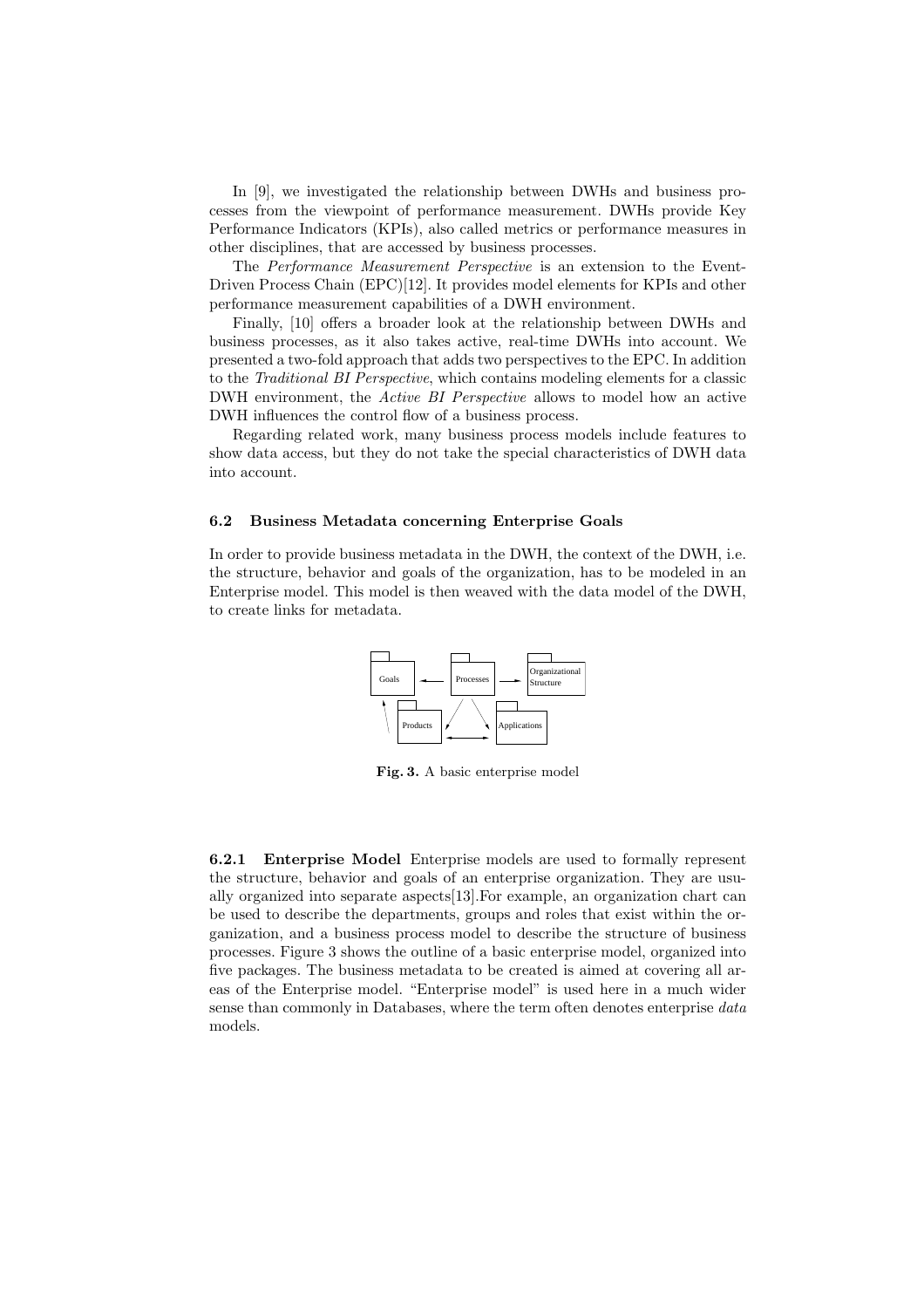In [9], we investigated the relationship between DWHs and business processes from the viewpoint of performance measurement. DWHs provide Key Performance Indicators (KPIs), also called metrics or performance measures in other disciplines, that are accessed by business processes.

The *Performance Measurement Perspective* is an extension to the Event-Driven Process Chain (EPC)[12]. It provides model elements for KPIs and other performance measurement capabilities of a DWH environment.

Finally, [10] offers a broader look at the relationship between DWHs and business processes, as it also takes active, real-time DWHs into account. We presented a two-fold approach that adds two perspectives to the EPC. In addition to the *Traditional BI Perspective*, which contains modeling elements for a classic DWH environment, the *Active BI Perspective* allows to model how an active DWH influences the control flow of a business process.

Regarding related work, many business process models include features to show data access, but they do not take the special characteristics of DWH data into account.

### 6.2 Business Metadata concerning Enterprise Goals

In order to provide business metadata in the DWH, the context of the DWH, i.e. the structure, behavior and goals of the organization, has to be modeled in an Enterprise model. This model is then weaved with the data model of the DWH, to create links for metadata.

Goals — Processes — Organizational Structure — Products — Applications

**Fig. 3.** A basic enterprise model

**6.2.1 Enterprise Model** Enterprise models are used to formally represent the structure, behavior and goals of an enterprise organization. They are usually organized into separate aspects[13].For example, an organization chart can be used to describe the departments, groups and roles that exist within the organization, and a business process model to describe the structure of business processes. Figure 3 shows the outline of a basic enterprise model, organized into five packages. The business metadata to be created is aimed at covering all areas of the Enterprise model. "Enterprise model" is used here in a much wider sense than commonly in Databases, where the term often denotes enterprise *data* models.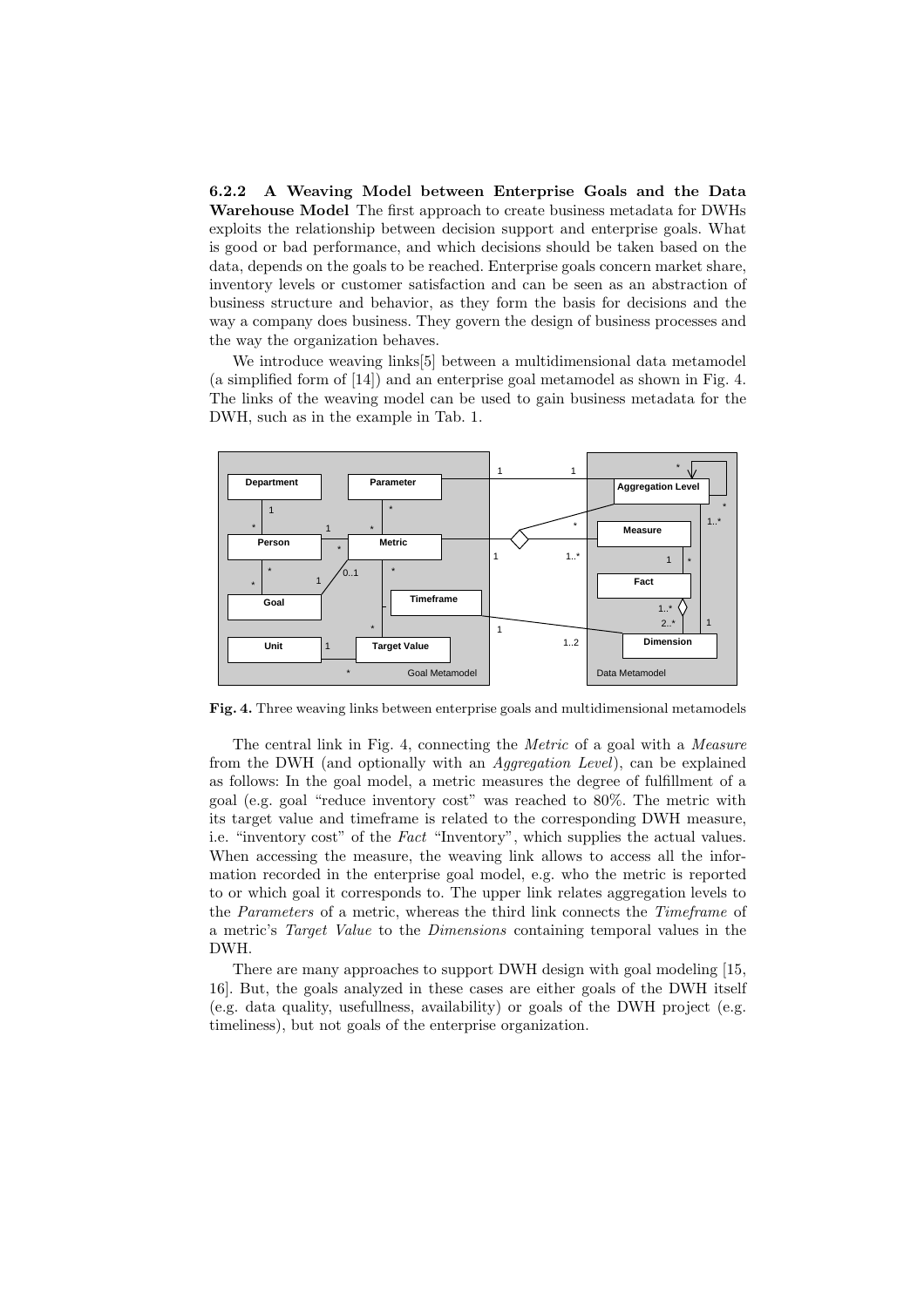**6.2.2 A Weaving Model between Enterprise Goals and the Data Warehouse Model** The first approach to create business metadata for DWHs exploits the relationship between decision support and enterprise goals. What is good or bad performance, and which decisions should be taken based on the data, depends on the goals to be reached. Enterprise goals concern market share, inventory levels or customer satisfaction and can be seen as an abstraction of business structure and behavior, as they form the basis for decisions and the way a company does business. They govern the design of business processes and the way the organization behaves.

We introduce weaving links[5] between a multidimensional data metamodel (a simplified form of [14]) and an enterprise goal metamodel as shown in Fig. 4. The links of the weaving model can be used to gain business metadata for the DWH, such as in the example in Tab. 1.

**Fig. 4.** Three weaving links between enterprise goals and multidimensional metamodels

The central link in Fig. 4, connecting the *Metric* of a goal with a *Measure* from the DWH (and optionally with an *Aggregation Level*), can be explained as follows: In the goal model, a metric measures the degree of fulfillment of a goal (e.g. goal "reduce inventory cost" was reached to 80%. The metric with its target value and timeframe is related to the corresponding DWH measure, i.e. "inventory cost" of the *Fact* "Inventory", which supplies the actual values. When accessing the measure, the weaving link allows to access all the information recorded in the enterprise goal model, e.g. who the metric is reported to or which goal it corresponds to. The upper link relates aggregation levels to the *Parameters* of a metric, whereas the third link connects the *Timeframe* of a metric's *Target Value* to the *Dimensions* containing temporal values in the DWH.

There are many approaches to support DWH design with goal modeling [15, 16]. But, the goals analyzed in these cases are either goals of the DWH itself (e.g. data quality, usefullness, availability) or goals of the DWH project (e.g. timeliness), but not goals of the enterprise organization.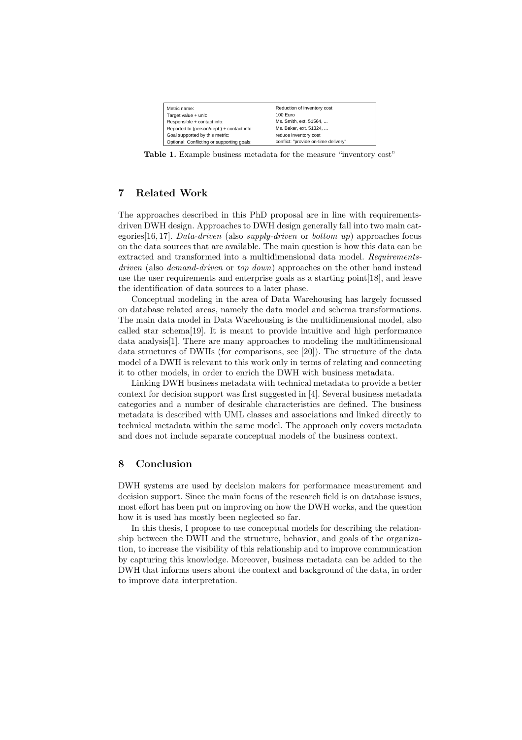| Metric name: | Reduction of inventory cost |
|---|---|
| Target value + unit: | 100 Euro |
| Responsible + contact info: | Ms. Smith, ext. 51564, ... |
| Reported to (person/dept.) + contact info: | Ms. Baker, ext. 51324, ... |
| Goal supported by this metric: | reduce inventory cost |
| Optional: Conflicting or supporting goals: | conflict: "provide on-time delivery" |

**Table 1.** Example business metadata for the measure "inventory cost"

## 7 Related Work

The approaches described in this PhD proposal are in line with requirements-driven DWH design. Approaches to DWH design generally fall into two main categories[16, 17]. *Data-driven* (also *supply-driven* or *bottom up*) approaches focus on the data sources that are available. The main question is how this data can be extracted and transformed into a multidimensional data model. *Requirements-driven* (also *demand-driven* or *top down*) approaches on the other hand instead use the user requirements and enterprise goals as a starting point[18], and leave the identification of data sources to a later phase.

Conceptual modeling in the area of Data Warehousing has largely focussed on database related areas, namely the data model and schema transformations. The main data model in Data Warehousing is the multidimensional model, also called star schema[19]. It is meant to provide intuitive and high performance data analysis[1]. There are many approaches to modeling the multidimensional data structures of DWHs (for comparisons, see [20]). The structure of the data model of a DWH is relevant to this work only in terms of relating and connecting it to other models, in order to enrich the DWH with business metadata.

Linking DWH business metadata with technical metadata to provide a better context for decision support was first suggested in [4]. Several business metadata categories and a number of desirable characteristics are defined. The business metadata is described with UML classes and associations and linked directly to technical metadata within the same model. The approach only covers metadata and does not include separate conceptual models of the business context.

## 8 Conclusion

DWH systems are used by decision makers for performance measurement and decision support. Since the main focus of the research field is on database issues, most effort has been put on improving on how the DWH works, and the question how it is used has mostly been neglected so far.

In this thesis, I propose to use conceptual models for describing the relationship between the DWH and the structure, behavior, and goals of the organization, to increase the visibility of this relationship and to improve communication by capturing this knowledge. Moreover, business metadata can be added to the DWH that informs users about the context and background of the data, in order to improve data interpretation.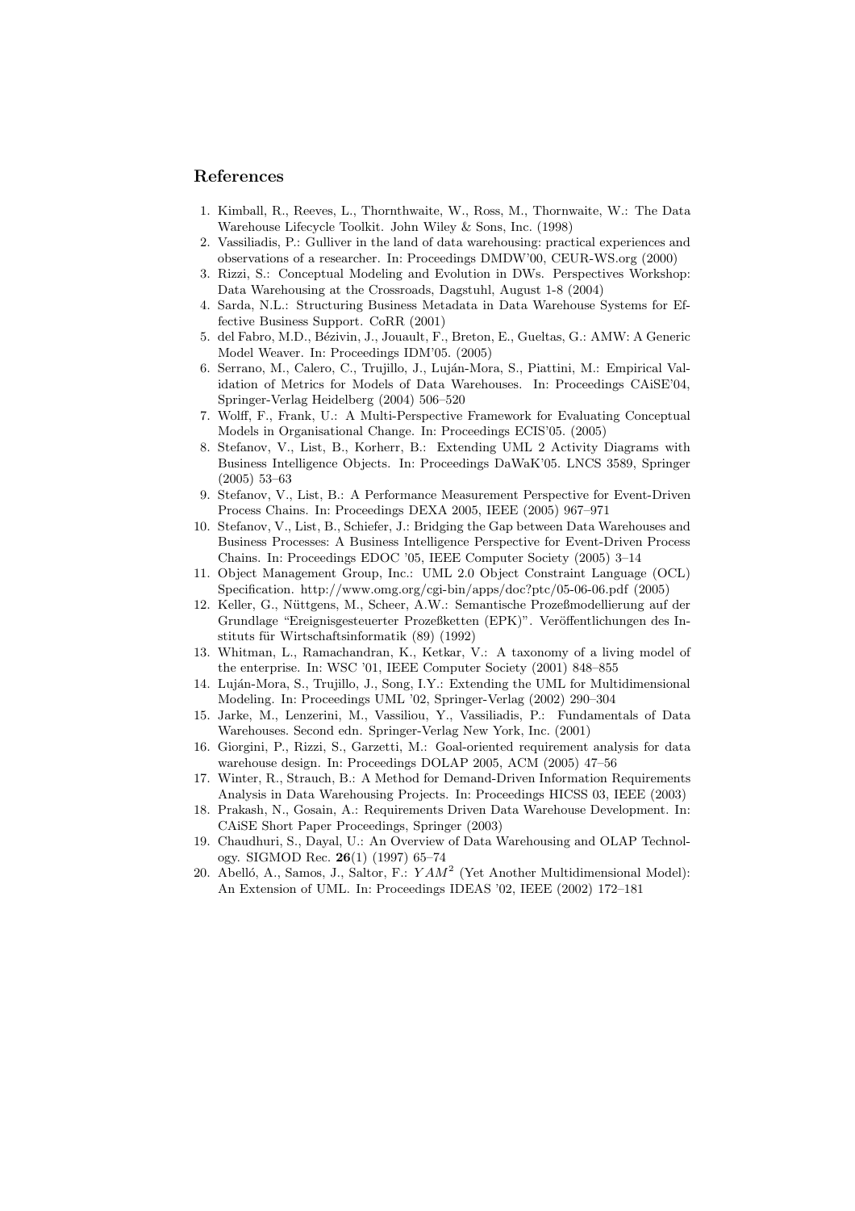## References

1. Kimball, R., Reeves, L., Thornthwaite, W., Ross, M., Thornwaite, W.: The Data Warehouse Lifecycle Toolkit. John Wiley & Sons, Inc. (1998)
2. Vassiliadis, P.: Gulliver in the land of data warehousing: practical experiences and observations of a researcher. In: Proceedings DMDW'00, CEUR-WS.org (2000)
3. Rizzi, S.: Conceptual Modeling and Evolution in DWs. Perspectives Workshop: Data Warehousing at the Crossroads, Dagstuhl, August 1-8 (2004)
4. Sarda, N.L.: Structuring Business Metadata in Data Warehouse Systems for Effective Business Support. CoRR (2001)
5. del Fabro, M.D., Bézivin, J., Jouault, F., Breton, E., Gueltas, G.: AMW: A Generic Model Weaver. In: Proceedings IDM'05. (2005)
6. Serrano, M., Calero, C., Trujillo, J., Luján-Mora, S., Piattini, M.: Empirical Validation of Metrics for Models of Data Warehouses. In: Proceedings CAiSE'04, Springer-Verlag Heidelberg (2004) 506–520
7. Wolff, F., Frank, U.: A Multi-Perspective Framework for Evaluating Conceptual Models in Organisational Change. In: Proceedings ECIS'05. (2005)
8. Stefanov, V., List, B., Korherr, B.: Extending UML 2 Activity Diagrams with Business Intelligence Objects. In: Proceedings DaWaK'05. LNCS 3589, Springer (2005) 53–63
9. Stefanov, V., List, B.: A Performance Measurement Perspective for Event-Driven Process Chains. In: Proceedings DEXA 2005, IEEE (2005) 967–971
10. Stefanov, V., List, B., Schiefer, J.: Bridging the Gap between Data Warehouses and Business Processes: A Business Intelligence Perspective for Event-Driven Process Chains. In: Proceedings EDOC '05, IEEE Computer Society (2005) 3–14
11. Object Management Group, Inc.: UML 2.0 Object Constraint Language (OCL) Specification. http://www.omg.org/cgi-bin/apps/doc?ptc/05-06-06.pdf (2005)
12. Keller, G., Nüttgens, M., Scheer, A.W.: Semantische Prozeßmodellierung auf der Grundlage "Ereignisgesteuerter Prozeßketten (EPK)". Veröffentlichungen des Instituts für Wirtschaftsinformatik (89) (1992)
13. Whitman, L., Ramachandran, K., Ketkar, V.: A taxonomy of a living model of the enterprise. In: WSC '01, IEEE Computer Society (2001) 848–855
14. Luján-Mora, S., Trujillo, J., Song, I.Y.: Extending the UML for Multidimensional Modeling. In: Proceedings UML '02, Springer-Verlag (2002) 290–304
15. Jarke, M., Lenzerini, M., Vassiliou, Y., Vassiliadis, P.: Fundamentals of Data Warehouses. Second edn. Springer-Verlag New York, Inc. (2001)
16. Giorgini, P., Rizzi, S., Garzetti, M.: Goal-oriented requirement analysis for data warehouse design. In: Proceedings DOLAP 2005, ACM (2005) 47–56
17. Winter, R., Strauch, B.: A Method for Demand-Driven Information Requirements Analysis in Data Warehousing Projects. In: Proceedings HICSS 03, IEEE (2003)
18. Prakash, N., Gosain, A.: Requirements Driven Data Warehouse Development. In: CAiSE Short Paper Proceedings, Springer (2003)
19. Chaudhuri, S., Dayal, U.: An Overview of Data Warehousing and OLAP Technology. SIGMOD Rec. **26**(1) (1997) 65–74
20. Abelló, A., Samos, J., Saltor, F.: $YAM^2$ (Yet Another Multidimensional Model): An Extension of UML. In: Proceedings IDEAS '02, IEEE (2002) 172–181